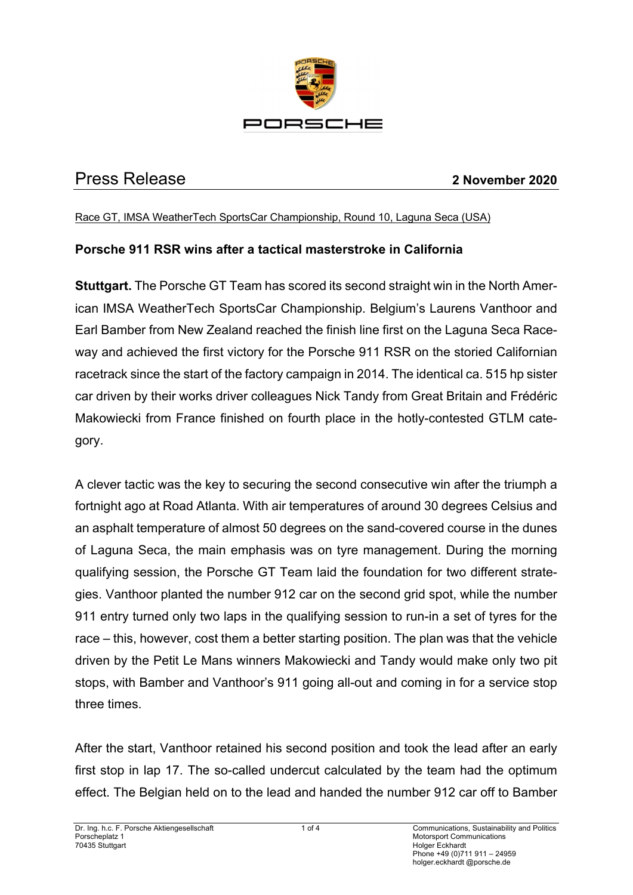PORSCHE

# Press Release

**2 November 2020**

Race GT, IMSA WeatherTech SportsCar Championship, Round 10, Laguna Seca (USA)

## Porsche 911 RSR wins after a tactical masterstroke in California

**Stuttgart.** The Porsche GT Team has scored its second straight win in the North American IMSA WeatherTech SportsCar Championship. Belgium's Laurens Vanthoor and Earl Bamber from New Zealand reached the finish line first on the Laguna Seca Raceway and achieved the first victory for the Porsche 911 RSR on the storied Californian racetrack since the start of the factory campaign in 2014. The identical ca. 515 hp sister car driven by their works driver colleagues Nick Tandy from Great Britain and Frédéric Makowiecki from France finished on fourth place in the hotly-contested GTLM category.

A clever tactic was the key to securing the second consecutive win after the triumph a fortnight ago at Road Atlanta. With air temperatures of around 30 degrees Celsius and an asphalt temperature of almost 50 degrees on the sand-covered course in the dunes of Laguna Seca, the main emphasis was on tyre management. During the morning qualifying session, the Porsche GT Team laid the foundation for two different strategies. Vanthoor planted the number 912 car on the second grid spot, while the number 911 entry turned only two laps in the qualifying session to run-in a set of tyres for the race – this, however, cost them a better starting position. The plan was that the vehicle driven by the Petit Le Mans winners Makowiecki and Tandy would make only two pit stops, with Bamber and Vanthoor's 911 going all-out and coming in for a service stop three times.

After the start, Vanthoor retained his second position and took the lead after an early first stop in lap 17. The so-called undercut calculated by the team had the optimum effect. The Belgian held on to the lead and handed the number 912 car off to Bamber

Dr. Ing. h.c. F. Porsche Aktiengesellschaft
Porscheplatz 1
70435 Stuttgart

Communications, Sustainability and Politics
Motorsport Communications
Holger Eckhardt
Phone +49 (0)711 911 – 24959
holger.eckhardt @porsche.de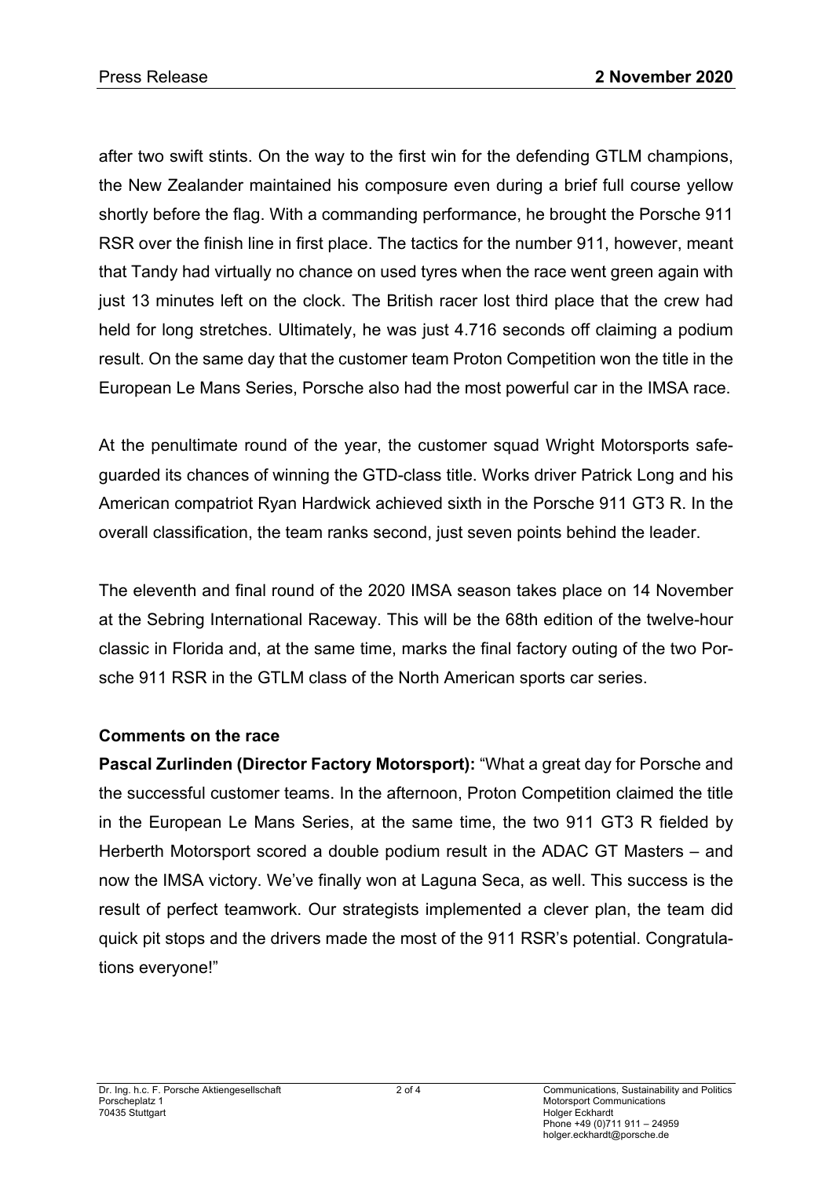after two swift stints. On the way to the first win for the defending GTLM champions, the New Zealander maintained his composure even during a brief full course yellow shortly before the flag. With a commanding performance, he brought the Porsche 911 RSR over the finish line in first place. The tactics for the number 911, however, meant that Tandy had virtually no chance on used tyres when the race went green again with just 13 minutes left on the clock. The British racer lost third place that the crew had held for long stretches. Ultimately, he was just 4.716 seconds off claiming a podium result. On the same day that the customer team Proton Competition won the title in the European Le Mans Series, Porsche also had the most powerful car in the IMSA race.

At the penultimate round of the year, the customer squad Wright Motorsports safeguarded its chances of winning the GTD-class title. Works driver Patrick Long and his American compatriot Ryan Hardwick achieved sixth in the Porsche 911 GT3 R. In the overall classification, the team ranks second, just seven points behind the leader.

The eleventh and final round of the 2020 IMSA season takes place on 14 November at the Sebring International Raceway. This will be the 68th edition of the twelve-hour classic in Florida and, at the same time, marks the final factory outing of the two Porsche 911 RSR in the GTLM class of the North American sports car series.

**Comments on the race**

**Pascal Zurlinden (Director Factory Motorsport):** "What a great day for Porsche and the successful customer teams. In the afternoon, Proton Competition claimed the title in the European Le Mans Series, at the same time, the two 911 GT3 R fielded by Herberth Motorsport scored a double podium result in the ADAC GT Masters – and now the IMSA victory. We've finally won at Laguna Seca, as well. This success is the result of perfect teamwork. Our strategists implemented a clever plan, the team did quick pit stops and the drivers made the most of the 911 RSR's potential. Congratulations everyone!"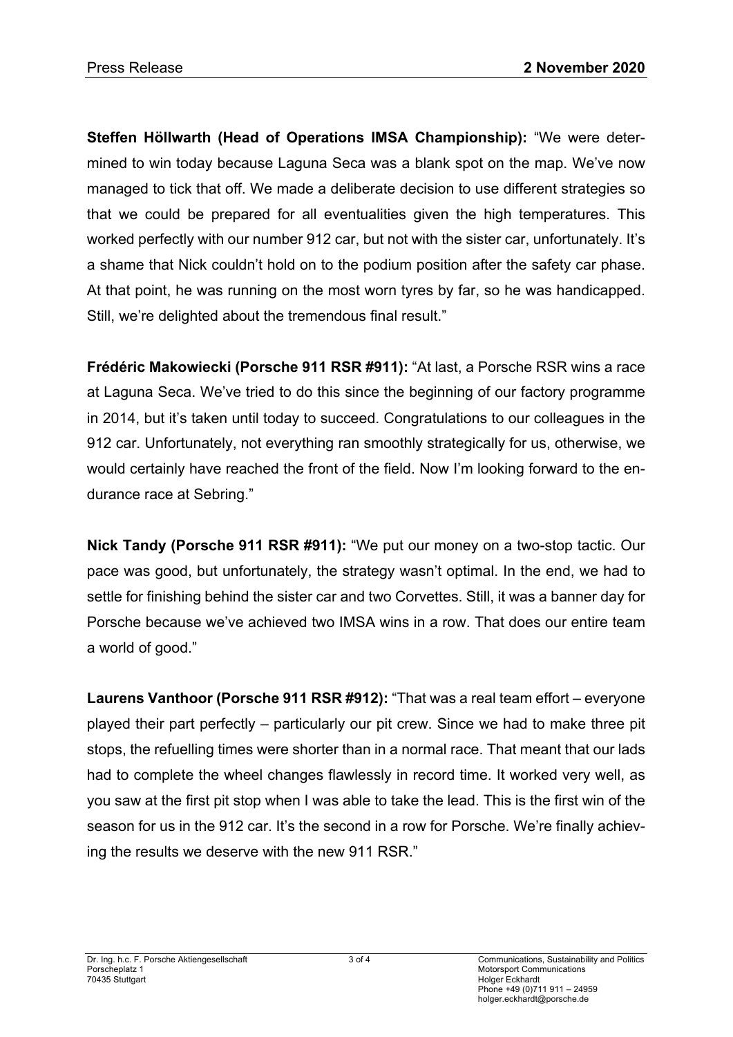**Steffen Höllwarth (Head of Operations IMSA Championship):** "We were determined to win today because Laguna Seca was a blank spot on the map. We've now managed to tick that off. We made a deliberate decision to use different strategies so that we could be prepared for all eventualities given the high temperatures. This worked perfectly with our number 912 car, but not with the sister car, unfortunately. It's a shame that Nick couldn't hold on to the podium position after the safety car phase. At that point, he was running on the most worn tyres by far, so he was handicapped. Still, we're delighted about the tremendous final result."

**Frédéric Makowiecki (Porsche 911 RSR #911):** "At last, a Porsche RSR wins a race at Laguna Seca. We've tried to do this since the beginning of our factory programme in 2014, but it's taken until today to succeed. Congratulations to our colleagues in the 912 car. Unfortunately, not everything ran smoothly strategically for us, otherwise, we would certainly have reached the front of the field. Now I'm looking forward to the endurance race at Sebring."

**Nick Tandy (Porsche 911 RSR #911):** "We put our money on a two-stop tactic. Our pace was good, but unfortunately, the strategy wasn't optimal. In the end, we had to settle for finishing behind the sister car and two Corvettes. Still, it was a banner day for Porsche because we've achieved two IMSA wins in a row. That does our entire team a world of good."

**Laurens Vanthoor (Porsche 911 RSR #912):** "That was a real team effort – everyone played their part perfectly – particularly our pit crew. Since we had to make three pit stops, the refuelling times were shorter than in a normal race. That meant that our lads had to complete the wheel changes flawlessly in record time. It worked very well, as you saw at the first pit stop when I was able to take the lead. This is the first win of the season for us in the 912 car. It's the second in a row for Porsche. We're finally achieving the results we deserve with the new 911 RSR."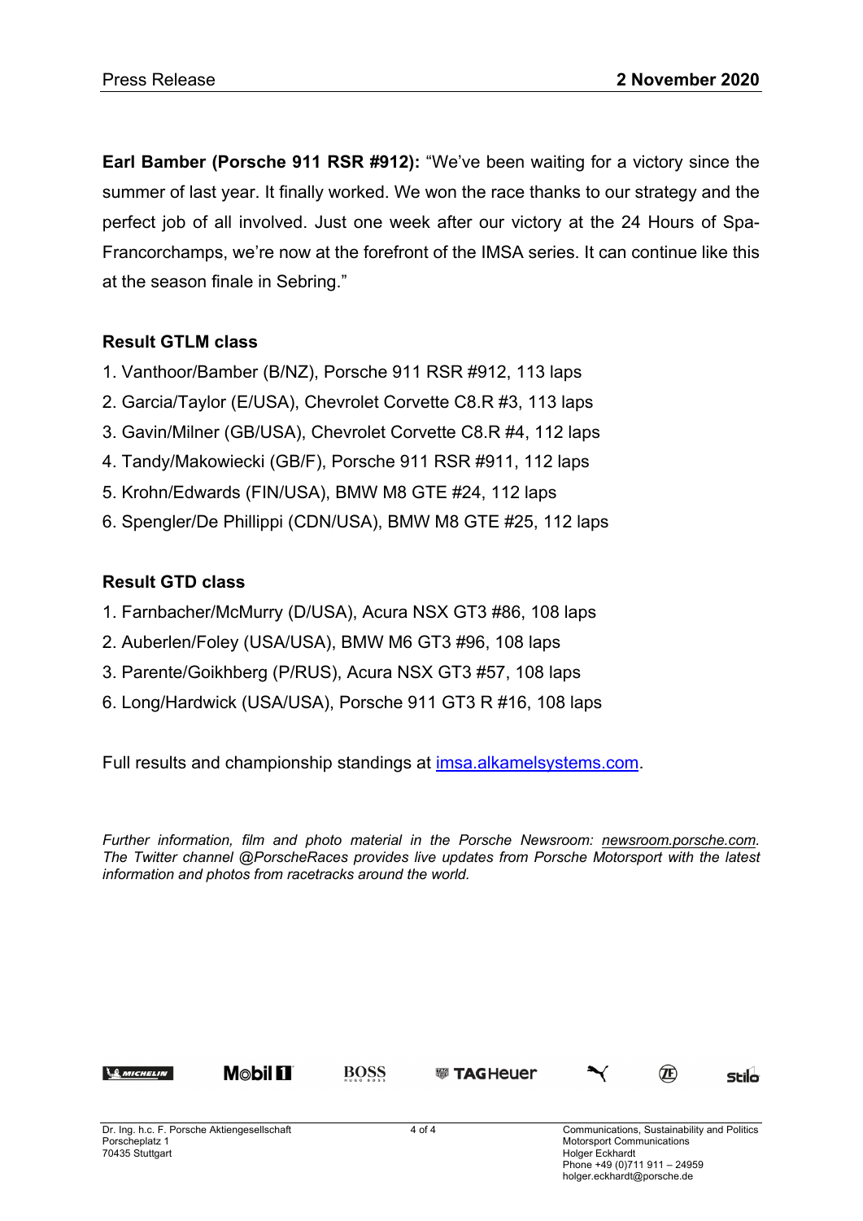**Earl Bamber (Porsche 911 RSR #912):** "We've been waiting for a victory since the summer of last year. It finally worked. We won the race thanks to our strategy and the perfect job of all involved. Just one week after our victory at the 24 Hours of Spa-Francorchamps, we're now at the forefront of the IMSA series. It can continue like this at the season finale in Sebring."

**Result GTLM class**

1. Vanthoor/Bamber (B/NZ), Porsche 911 RSR #912, 113 laps
2. Garcia/Taylor (E/USA), Chevrolet Corvette C8.R #3, 113 laps
3. Gavin/Milner (GB/USA), Chevrolet Corvette C8.R #4, 112 laps
4. Tandy/Makowiecki (GB/F), Porsche 911 RSR #911, 112 laps
5. Krohn/Edwards (FIN/USA), BMW M8 GTE #24, 112 laps
6. Spengler/De Phillippi (CDN/USA), BMW M8 GTE #25, 112 laps

**Result GTD class**

1. Farnbacher/McMurry (D/USA), Acura NSX GT3 #86, 108 laps
2. Auberlen/Foley (USA/USA), BMW M6 GT3 #96, 108 laps
3. Parente/Goikhberg (P/RUS), Acura NSX GT3 #57, 108 laps
6. Long/Hardwick (USA/USA), Porsche 911 GT3 R #16, 108 laps

Full results and championship standings at imsa.alkamelsystems.com.

*Further information, film and photo material in the Porsche Newsroom: newsroom.porsche.com. The Twitter channel @PorscheRaces provides live updates from Porsche Motorsport with the latest information and photos from racetracks around the world.*

Dr. Ing. h.c. F. Porsche Aktiengesellschaft
Porscheplatz 1
70435 Stuttgart

Communications, Sustainability and Politics
Motorsport Communications
Holger Eckhardt
Phone +49 (0)711 911 – 24959
holger.eckhardt@porsche.de